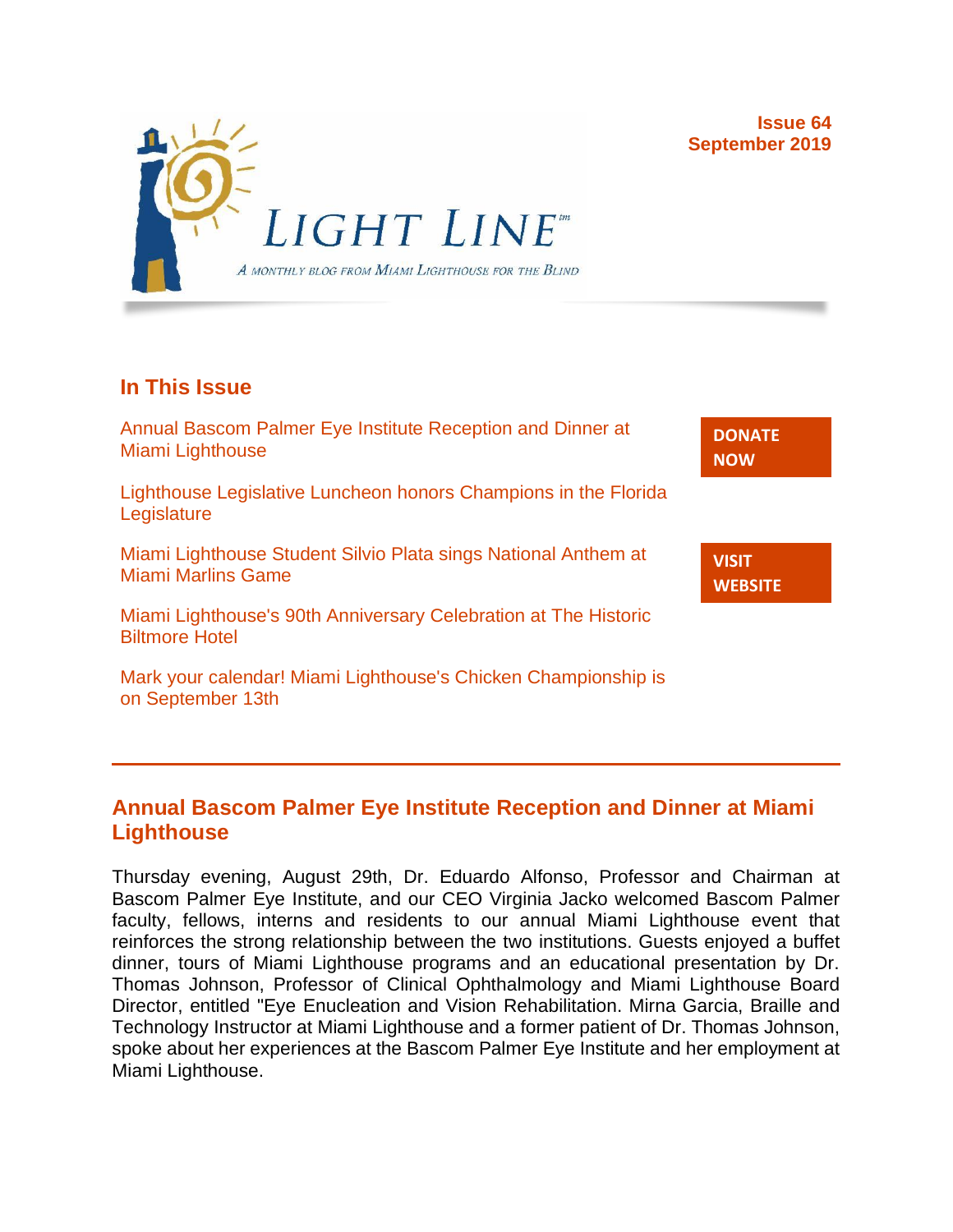Issue 64
September 2019

# LIGHT LINE

*A monthly blog from Miami Lighthouse for the Blind*

## In This Issue

Annual Bascom Palmer Eye Institute Reception and Dinner at Miami Lighthouse

Lighthouse Legislative Luncheon honors Champions in the Florida Legislature

Miami Lighthouse Student Silvio Plata sings National Anthem at Miami Marlins Game

Miami Lighthouse's 90th Anniversary Celebration at The Historic Biltmore Hotel

Mark your calendar! Miami Lighthouse's Chicken Championship is on September 13th

**DONATE NOW**

**VISIT WEBSITE**

---

## Annual Bascom Palmer Eye Institute Reception and Dinner at Miami Lighthouse

Thursday evening, August 29th, Dr. Eduardo Alfonso, Professor and Chairman at Bascom Palmer Eye Institute, and our CEO Virginia Jacko welcomed Bascom Palmer faculty, fellows, interns and residents to our annual Miami Lighthouse event that reinforces the strong relationship between the two institutions. Guests enjoyed a buffet dinner, tours of Miami Lighthouse programs and an educational presentation by Dr. Thomas Johnson, Professor of Clinical Ophthalmology and Miami Lighthouse Board Director, entitled "Eye Enucleation and Vision Rehabilitation. Mirna Garcia, Braille and Technology Instructor at Miami Lighthouse and a former patient of Dr. Thomas Johnson, spoke about her experiences at the Bascom Palmer Eye Institute and her employment at Miami Lighthouse.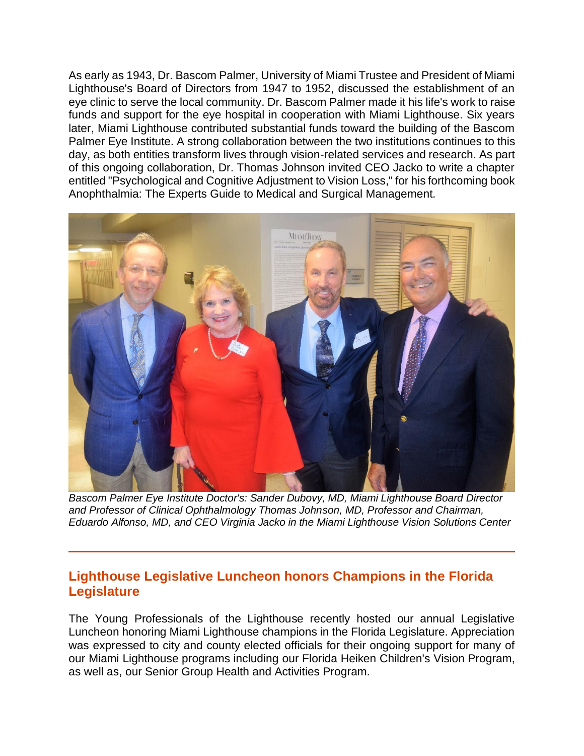As early as 1943, Dr. Bascom Palmer, University of Miami Trustee and President of Miami Lighthouse's Board of Directors from 1947 to 1952, discussed the establishment of an eye clinic to serve the local community. Dr. Bascom Palmer made it his life's work to raise funds and support for the eye hospital in cooperation with Miami Lighthouse. Six years later, Miami Lighthouse contributed substantial funds toward the building of the Bascom Palmer Eye Institute. A strong collaboration between the two institutions continues to this day, as both entities transform lives through vision-related services and research. As part of this ongoing collaboration, Dr. Thomas Johnson invited CEO Jacko to write a chapter entitled "Psychological and Cognitive Adjustment to Vision Loss," for his forthcoming book Anophthalmia: The Experts Guide to Medical and Surgical Management.

*Bascom Palmer Eye Institute Doctor's: Sander Dubovy, MD, Miami Lighthouse Board Director and Professor of Clinical Ophthalmology Thomas Johnson, MD, Professor and Chairman, Eduardo Alfonso, MD, and CEO Virginia Jacko in the Miami Lighthouse Vision Solutions Center*

---

## Lighthouse Legislative Luncheon honors Champions in the Florida Legislature

The Young Professionals of the Lighthouse recently hosted our annual Legislative Luncheon honoring Miami Lighthouse champions in the Florida Legislature. Appreciation was expressed to city and county elected officials for their ongoing support for many of our Miami Lighthouse programs including our Florida Heiken Children's Vision Program, as well as, our Senior Group Health and Activities Program.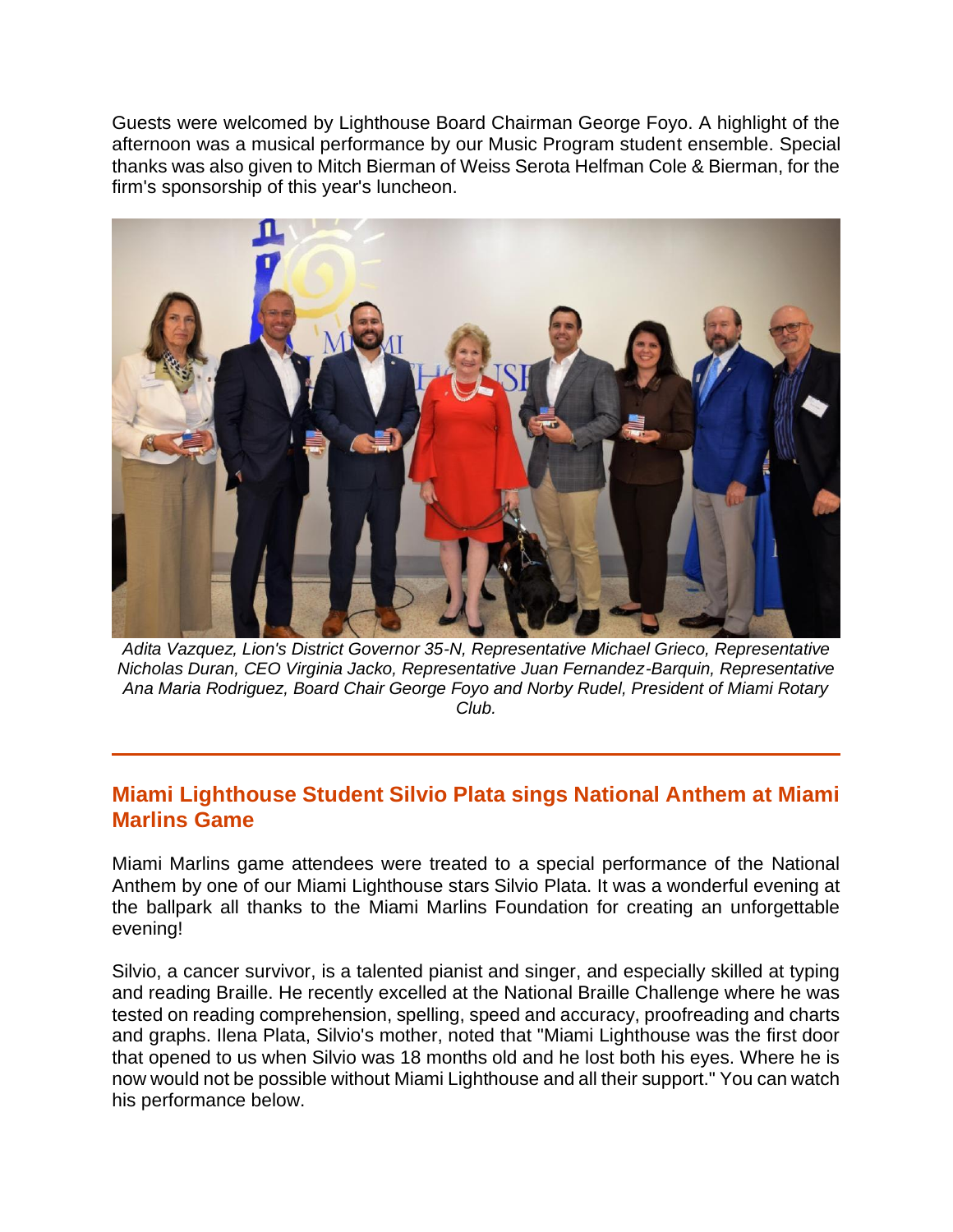Guests were welcomed by Lighthouse Board Chairman George Foyo. A highlight of the afternoon was a musical performance by our Music Program student ensemble. Special thanks was also given to Mitch Bierman of Weiss Serota Helfman Cole & Bierman, for the firm's sponsorship of this year's luncheon.

*Adita Vazquez, Lion's District Governor 35-N, Representative Michael Grieco, Representative Nicholas Duran, CEO Virginia Jacko, Representative Juan Fernandez-Barquin, Representative Ana Maria Rodriguez, Board Chair George Foyo and Norby Rudel, President of Miami Rotary Club.*

---

## Miami Lighthouse Student Silvio Plata sings National Anthem at Miami Marlins Game

Miami Marlins game attendees were treated to a special performance of the National Anthem by one of our Miami Lighthouse stars Silvio Plata. It was a wonderful evening at the ballpark all thanks to the Miami Marlins Foundation for creating an unforgettable evening!

Silvio, a cancer survivor, is a talented pianist and singer, and especially skilled at typing and reading Braille. He recently excelled at the National Braille Challenge where he was tested on reading comprehension, spelling, speed and accuracy, proofreading and charts and graphs. Ilena Plata, Silvio's mother, noted that "Miami Lighthouse was the first door that opened to us when Silvio was 18 months old and he lost both his eyes. Where he is now would not be possible without Miami Lighthouse and all their support." You can watch his performance below.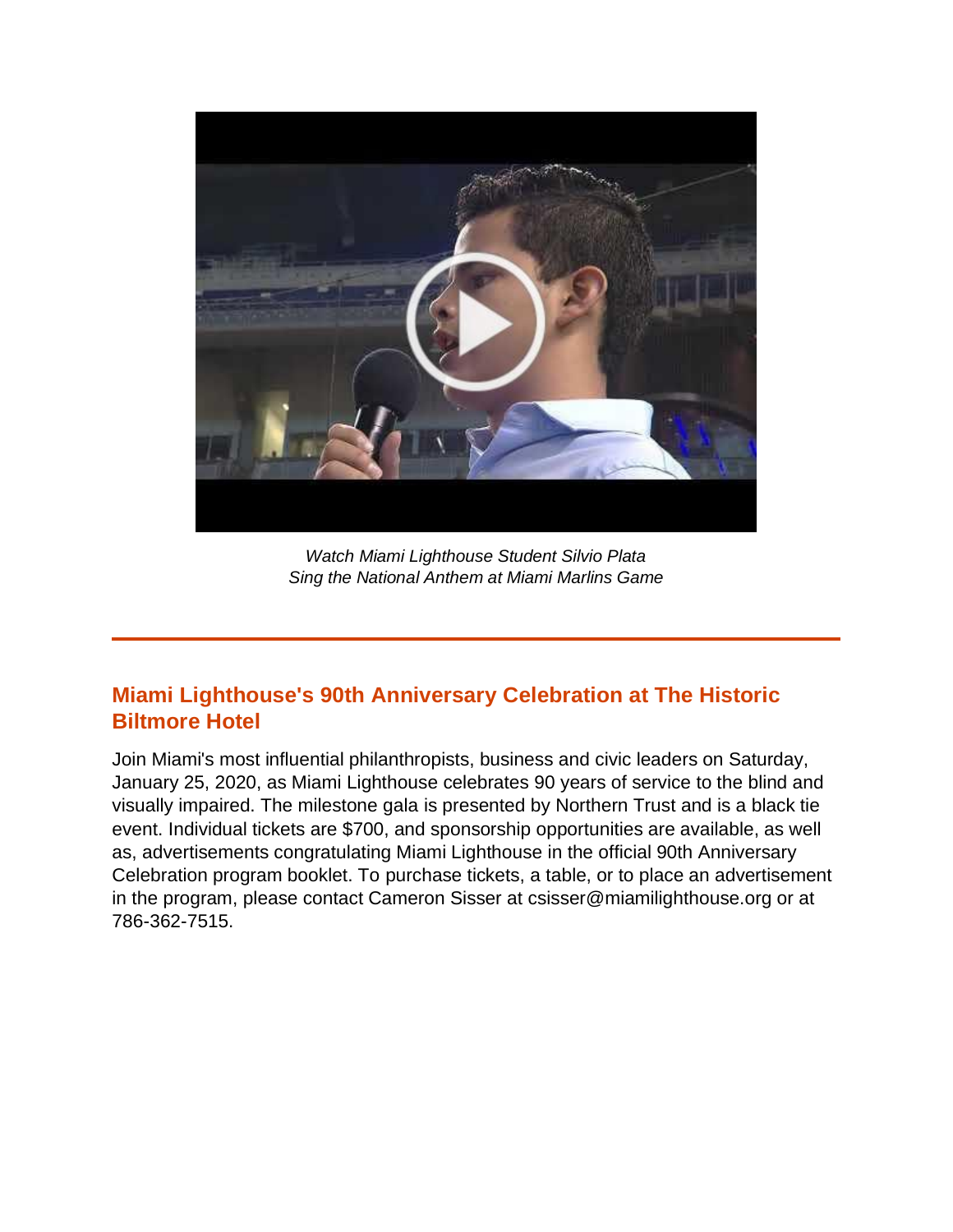*Watch Miami Lighthouse Student Silvio Plata*
*Sing the National Anthem at Miami Marlins Game*

---

## Miami Lighthouse's 90th Anniversary Celebration at The Historic Biltmore Hotel

Join Miami's most influential philanthropists, business and civic leaders on Saturday, January 25, 2020, as Miami Lighthouse celebrates 90 years of service to the blind and visually impaired. The milestone gala is presented by Northern Trust and is a black tie event. Individual tickets are $700, and sponsorship opportunities are available, as well as, advertisements congratulating Miami Lighthouse in the official 90th Anniversary Celebration program booklet. To purchase tickets, a table, or to place an advertisement in the program, please contact Cameron Sisser at csisser@miamilighthouse.org or at 786-362-7515.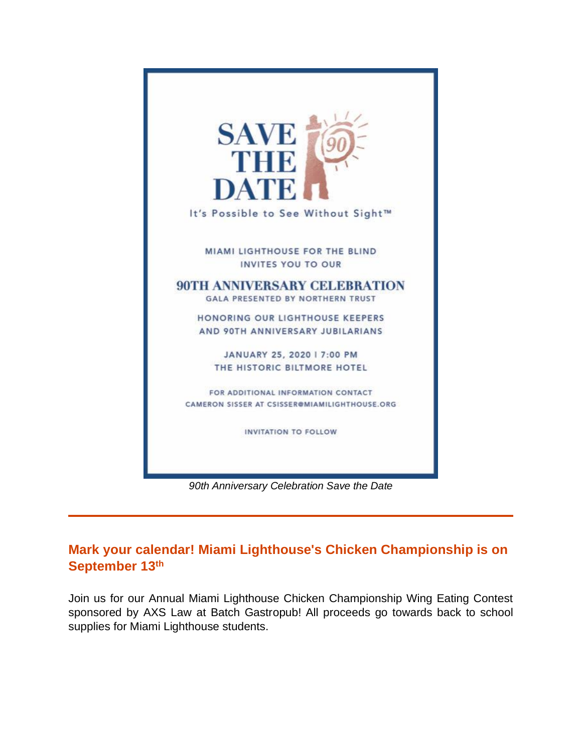SAVE THE DATE

It's Possible to See Without Sight™

MIAMI LIGHTHOUSE FOR THE BLIND
INVITES YOU TO OUR

**90TH ANNIVERSARY CELEBRATION**
GALA PRESENTED BY NORTHERN TRUST

HONORING OUR LIGHTHOUSE KEEPERS
AND 90TH ANNIVERSARY JUBILARIANS

JANUARY 25, 2020 | 7:00 PM
THE HISTORIC BILTMORE HOTEL

FOR ADDITIONAL INFORMATION CONTACT
CAMERON SISSER AT CSISSER@MIAMILIGHTHOUSE.ORG

INVITATION TO FOLLOW

*90th Anniversary Celebration Save the Date*

---

## Mark your calendar! Miami Lighthouse's Chicken Championship is on September 13th

Join us for our Annual Miami Lighthouse Chicken Championship Wing Eating Contest sponsored by AXS Law at Batch Gastropub! All proceeds go towards back to school supplies for Miami Lighthouse students.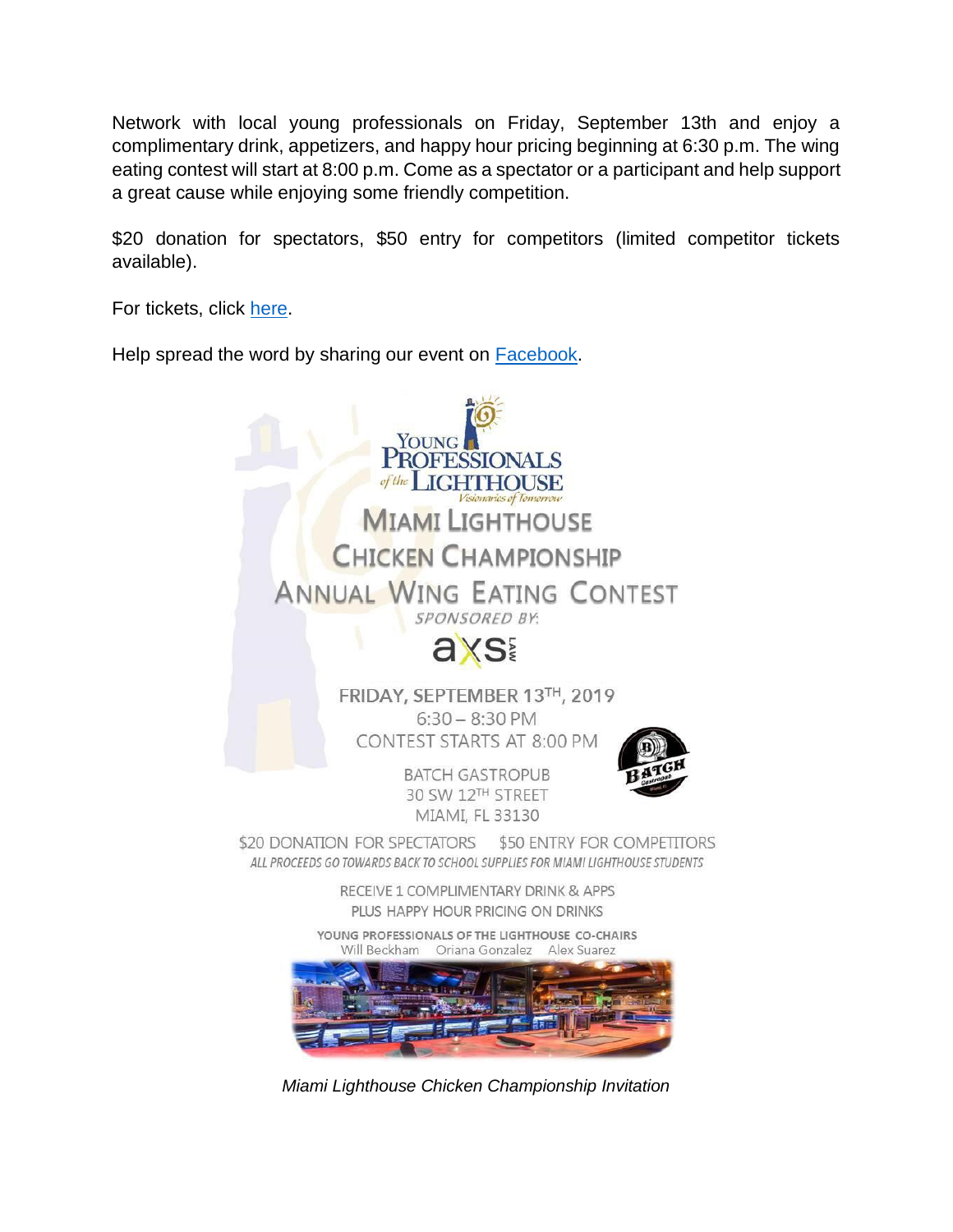Network with local young professionals on Friday, September 13th and enjoy a complimentary drink, appetizers, and happy hour pricing beginning at 6:30 p.m. The wing eating contest will start at 8:00 p.m. Come as a spectator or a participant and help support a great cause while enjoying some friendly competition.

$20 donation for spectators, $50 entry for competitors (limited competitor tickets available).

For tickets, click here.

Help spread the word by sharing our event on Facebook.

YOUNG PROFESSIONALS of the LIGHTHOUSE

*Visionaries of Tomorrow*

# MIAMI LIGHTHOUSE CHICKEN CHAMPIONSHIP

## ANNUAL WING EATING CONTEST

*SPONSORED BY:*

axs LAW

FRIDAY, SEPTEMBER 13TH, 2019

6:30 – 8:30 PM

CONTEST STARTS AT 8:00 PM

BATCH GASTROPUB

30 SW 12TH STREET

MIAMI, FL 33130

$20 DONATION FOR SPECTATORS $50 ENTRY FOR COMPETITORS

*ALL PROCEEDS GO TOWARDS BACK TO SCHOOL SUPPLIES FOR MIAMI LIGHTHOUSE STUDENTS*

RECEIVE 1 COMPLIMENTARY DRINK & APPS

PLUS HAPPY HOUR PRICING ON DRINKS

**YOUNG PROFESSIONALS OF THE LIGHTHOUSE CO-CHAIRS**

Will Beckham Oriana Gonzalez Alex Suarez

*Miami Lighthouse Chicken Championship Invitation*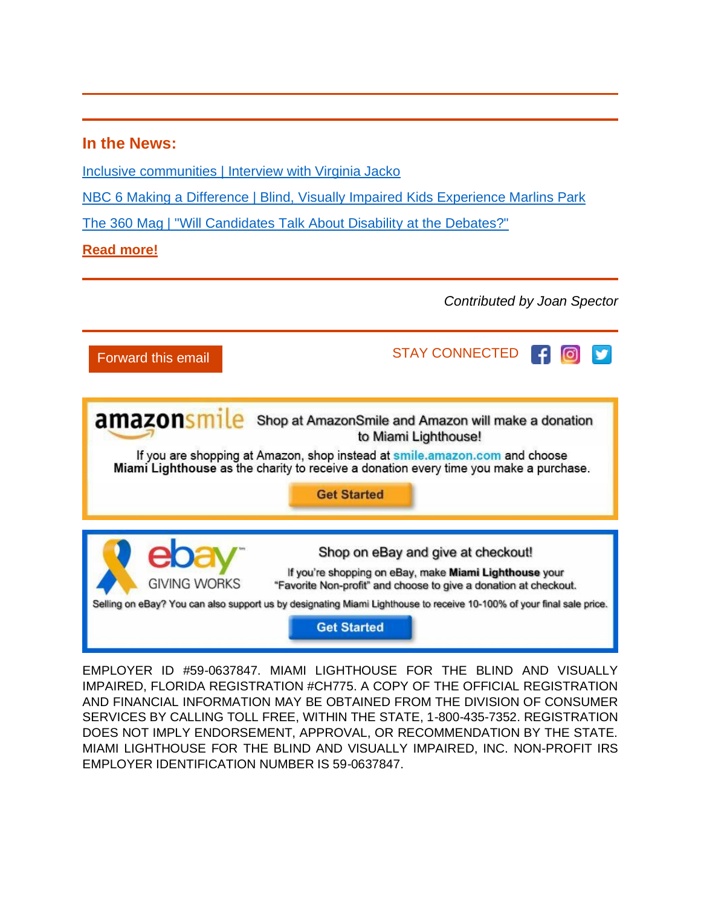## In the News:

Inclusive communities | Interview with Virginia Jacko

NBC 6 Making a Difference | Blind, Visually Impaired Kids Experience Marlins Park

The 360 Mag | "Will Candidates Talk About Disability at the Debates?"

**Read more!**

*Contributed by Joan Spector*

Forward this email

STAY CONNECTED

amazonsmile Shop at AmazonSmile and Amazon will make a donation to Miami Lighthouse!

If you are shopping at Amazon, shop instead at smile.amazon.com and choose **Miami Lighthouse** as the charity to receive a donation every time you make a purchase.

Get Started

ebay GIVING WORKS

Shop on eBay and give at checkout!

If you're shopping on eBay, make **Miami Lighthouse** your "Favorite Non-profit" and choose to give a donation at checkout.

Selling on eBay? You can also support us by designating Miami Lighthouse to receive 10-100% of your final sale price.

Get Started

EMPLOYER ID #59-0637847. MIAMI LIGHTHOUSE FOR THE BLIND AND VISUALLY IMPAIRED, FLORIDA REGISTRATION #CH775. A COPY OF THE OFFICIAL REGISTRATION AND FINANCIAL INFORMATION MAY BE OBTAINED FROM THE DIVISION OF CONSUMER SERVICES BY CALLING TOLL FREE, WITHIN THE STATE, 1-800-435-7352. REGISTRATION DOES NOT IMPLY ENDORSEMENT, APPROVAL, OR RECOMMENDATION BY THE STATE. MIAMI LIGHTHOUSE FOR THE BLIND AND VISUALLY IMPAIRED, INC. NON-PROFIT IRS EMPLOYER IDENTIFICATION NUMBER IS 59-0637847.